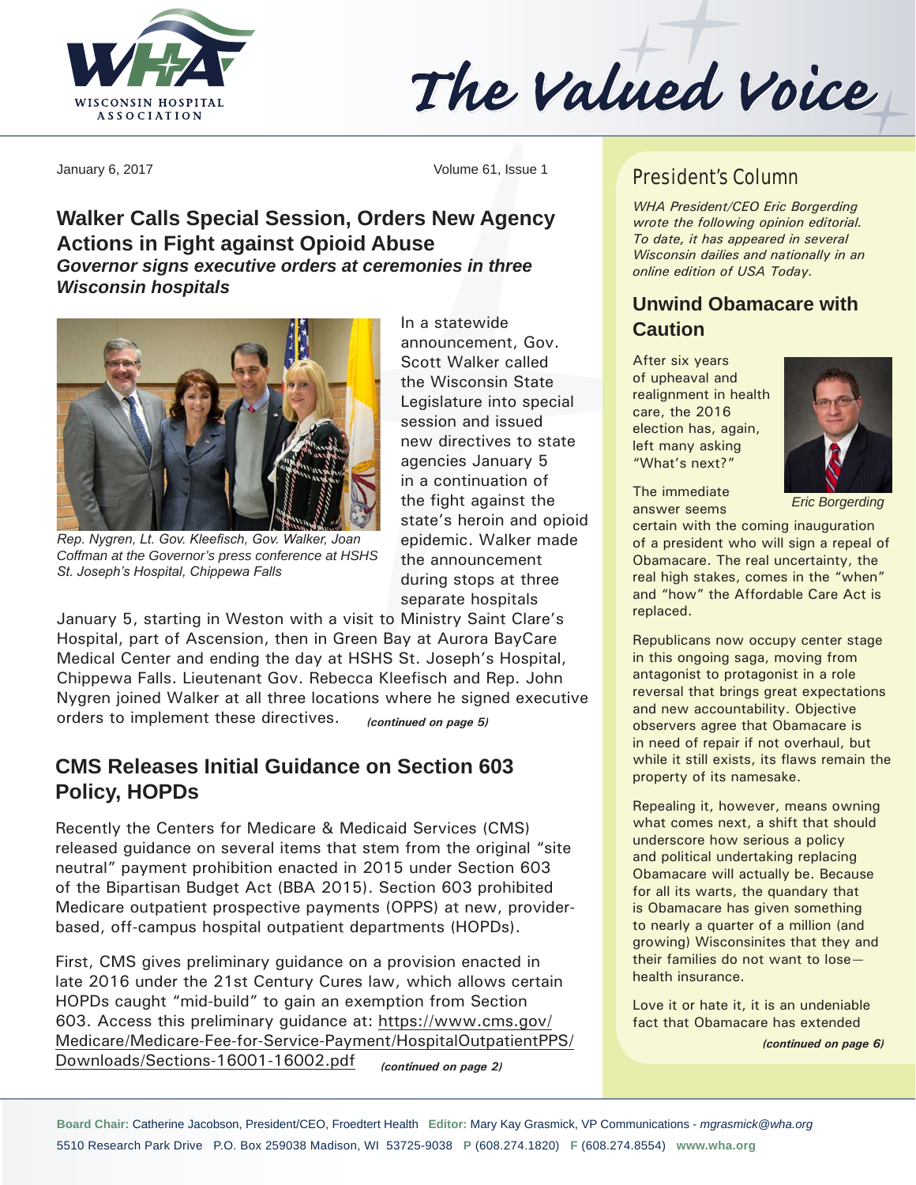# The Valued Voice

January 6, 2017

## Walker Calls Special Session, Orders New Agency Actions in Fight against Opioid Abuse

### *Governor signs executive orders at ceremonies in three Wisconsin hospitals*

*Rep. Nygren, Lt. Gov. Kleefisch, Gov. Walker, Joan Coffman at the Governor's press conference at HSHS St. Joseph's Hospital, Chippewa Falls*

In a statewide announcement, Gov. Scott Walker called the Wisconsin State Legislature into special session and issued new directives to state agencies January 5 in a continuation of the fight against the state's heroin and opioid epidemic. Walker made the announcement during stops at three separate hospitals January 5, starting in Weston with a visit to Ministry Saint Clare's Hospital, part of Ascension, then in Green Bay at Aurora BayCare Medical Center and ending the day at HSHS St. Joseph's Hospital, Chippewa Falls. Lieutenant Gov. Rebecca Kleefisch and Rep. John Nygren joined Walker at all three locations where he signed executive orders to implement these directives. ***(continued on page 5)***

## CMS Releases Initial Guidance on Section 603 Policy, HOPDs

Recently the Centers for Medicare & Medicaid Services (CMS) released guidance on several items that stem from the original "site neutral" payment prohibition enacted in 2015 under Section 603 of the Bipartisan Budget Act (BBA 2015). Section 603 prohibited Medicare outpatient prospective payments (OPPS) at new, provider-based, off-campus hospital outpatient departments (HOPDs).

First, CMS gives preliminary guidance on a provision enacted in late 2016 under the 21st Century Cures law, which allows certain HOPDs caught "mid-build" to gain an exemption from Section 603. Access this preliminary guidance at: https://www.cms.gov/Medicare/Medicare-Fee-for-Service-Payment/HospitalOutpatientPPS/Downloads/Sections-16001-16002.pdf ***(continued on page 2)***

## President's Column

*WHA President/CEO Eric Borgerding wrote the following opinion editorial. To date, it has appeared in several Wisconsin dailies and nationally in an online edition of USA Today.*

### Unwind Obamacare with Caution

*Eric Borgerding*

After six years of upheaval and realignment in health care, the 2016 election has, again, left many asking "What's next?"

The immediate answer seems certain with the coming inauguration of a president who will sign a repeal of Obamacare. The real uncertainty, the real high stakes, comes in the "when" and "how" the Affordable Care Act is replaced.

Republicans now occupy center stage in this ongoing saga, moving from antagonist to protagonist in a role reversal that brings great expectations and new accountability. Objective observers agree that Obamacare is in need of repair if not overhaul, but while it still exists, its flaws remain the property of its namesake.

Repealing it, however, means owning what comes next, a shift that should underscore how serious a policy and political undertaking replacing Obamacare will actually be. Because for all its warts, the quandary that is Obamacare has given something to nearly a quarter of a million (and growing) Wisconsinites that they and their families do not want to lose—health insurance.

Love it or hate it, it is an undeniable fact that Obamacare has extended ***(continued on page 6)***

**Board Chair:** Catherine Jacobson, President/CEO, Froedtert Health **Editor:** Mary Kay Grasmick, VP Communications - *mgrasmick@wha.org*
5510 Research Park Drive P.O. Box 259038 Madison, WI 53725-9038 **P** (608.274.1820) **F** (608.274.8554) **www.wha.org**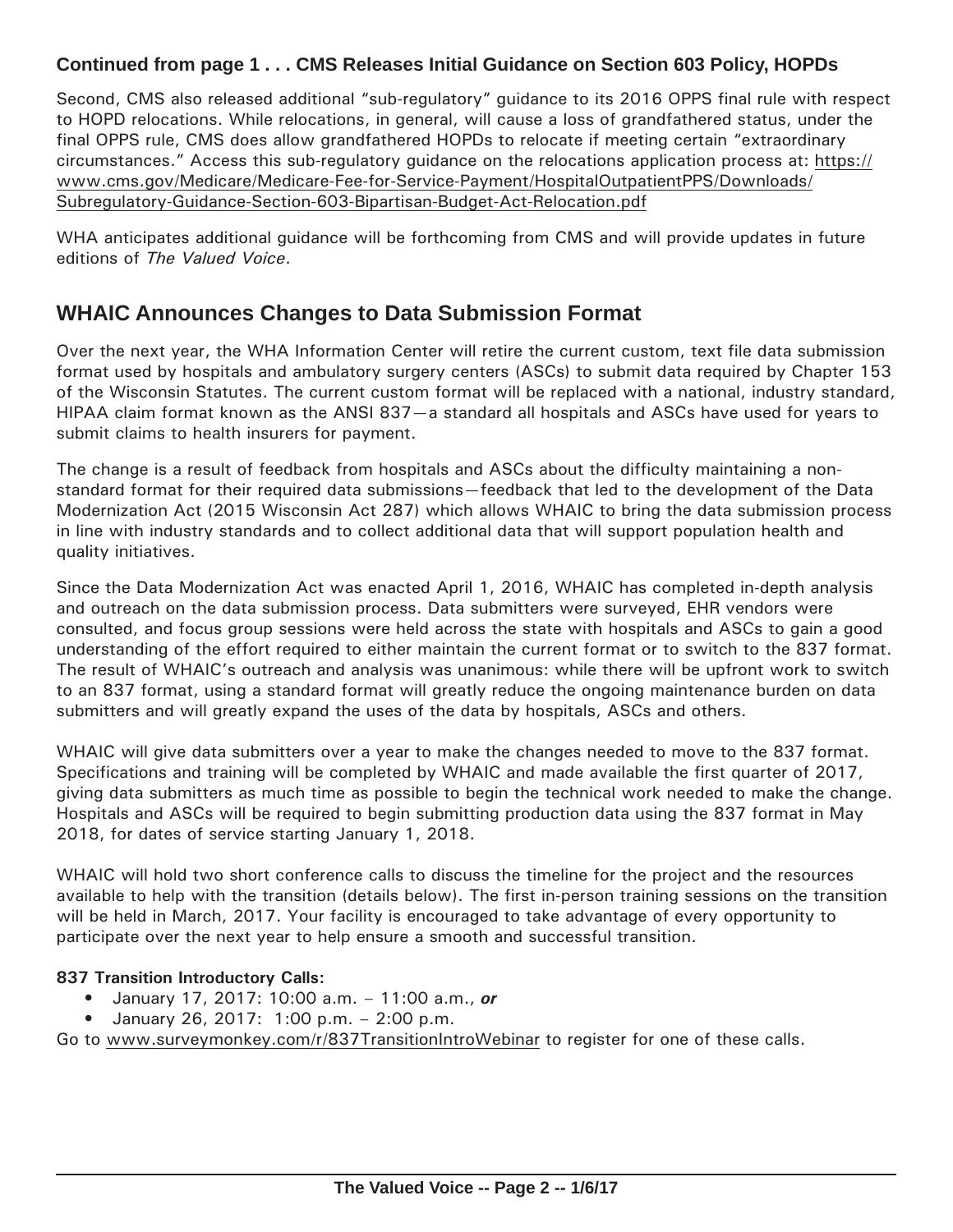**Continued from page 1 . . . CMS Releases Initial Guidance on Section 603 Policy, HOPDs**

Second, CMS also released additional "sub-regulatory" guidance to its 2016 OPPS final rule with respect to HOPD relocations. While relocations, in general, will cause a loss of grandfathered status, under the final OPPS rule, CMS does allow grandfathered HOPDs to relocate if meeting certain "extraordinary circumstances." Access this sub-regulatory guidance on the relocations application process at: https://www.cms.gov/Medicare/Medicare-Fee-for-Service-Payment/HospitalOutpatientPPS/Downloads/Subregulatory-Guidance-Section-603-Bipartisan-Budget-Act-Relocation.pdf

WHA anticipates additional guidance will be forthcoming from CMS and will provide updates in future editions of *The Valued Voice*.

## WHAIC Announces Changes to Data Submission Format

Over the next year, the WHA Information Center will retire the current custom, text file data submission format used by hospitals and ambulatory surgery centers (ASCs) to submit data required by Chapter 153 of the Wisconsin Statutes. The current custom format will be replaced with a national, industry standard, HIPAA claim format known as the ANSI 837—a standard all hospitals and ASCs have used for years to submit claims to health insurers for payment.

The change is a result of feedback from hospitals and ASCs about the difficulty maintaining a non-standard format for their required data submissions—feedback that led to the development of the Data Modernization Act (2015 Wisconsin Act 287) which allows WHAIC to bring the data submission process in line with industry standards and to collect additional data that will support population health and quality initiatives.

Since the Data Modernization Act was enacted April 1, 2016, WHAIC has completed in-depth analysis and outreach on the data submission process. Data submitters were surveyed, EHR vendors were consulted, and focus group sessions were held across the state with hospitals and ASCs to gain a good understanding of the effort required to either maintain the current format or to switch to the 837 format. The result of WHAIC's outreach and analysis was unanimous: while there will be upfront work to switch to an 837 format, using a standard format will greatly reduce the ongoing maintenance burden on data submitters and will greatly expand the uses of the data by hospitals, ASCs and others.

WHAIC will give data submitters over a year to make the changes needed to move to the 837 format. Specifications and training will be completed by WHAIC and made available the first quarter of 2017, giving data submitters as much time as possible to begin the technical work needed to make the change. Hospitals and ASCs will be required to begin submitting production data using the 837 format in May 2018, for dates of service starting January 1, 2018.

WHAIC will hold two short conference calls to discuss the timeline for the project and the resources available to help with the transition (details below). The first in-person training sessions on the transition will be held in March, 2017. Your facility is encouraged to take advantage of every opportunity to participate over the next year to help ensure a smooth and successful transition.

**837 Transition Introductory Calls:**

- January 17, 2017: 10:00 a.m. – 11:00 a.m., ***or***
- January 26, 2017: 1:00 p.m. – 2:00 p.m.

Go to www.surveymonkey.com/r/837TransitionIntroWebinar to register for one of these calls.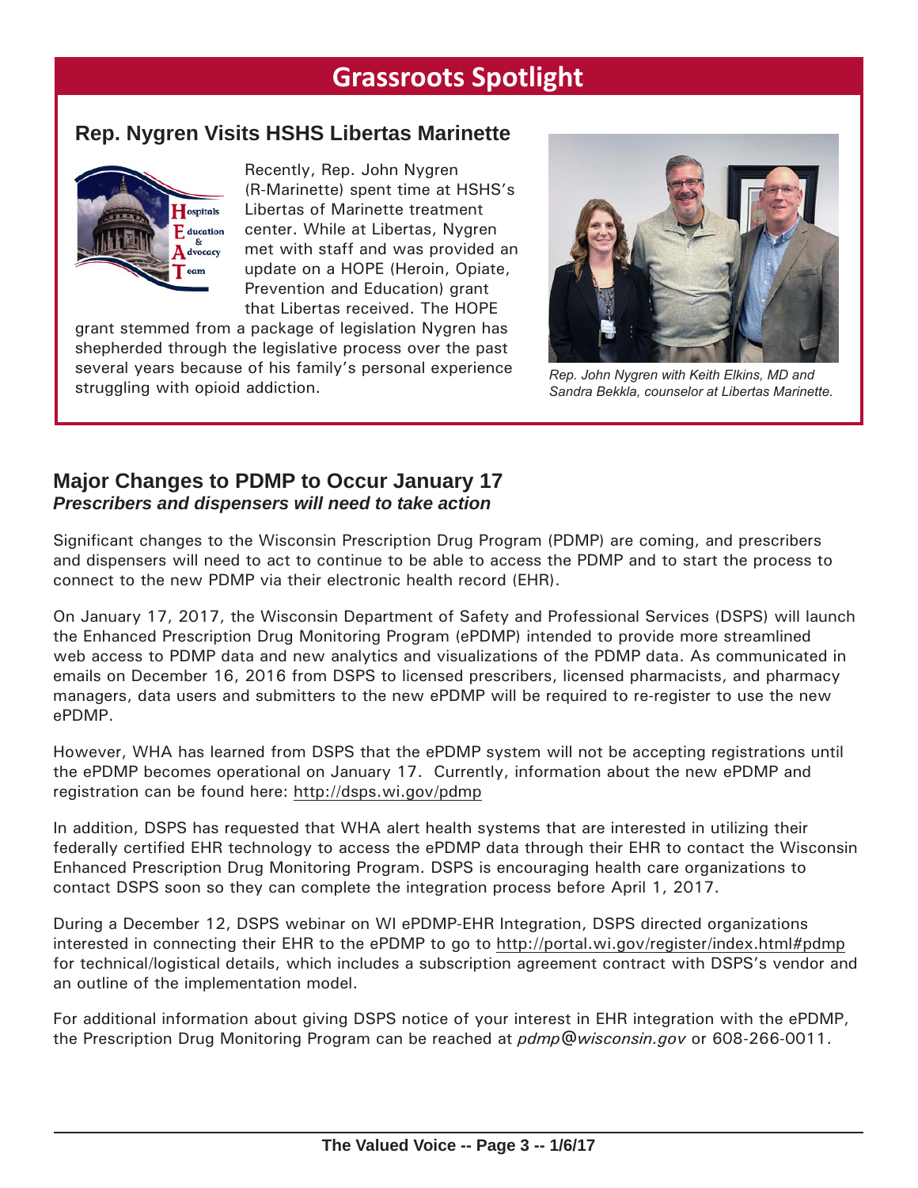# Grassroots Spotlight

## Rep. Nygren Visits HSHS Libertas Marinette

Recently, Rep. John Nygren (R-Marinette) spent time at HSHS's Libertas of Marinette treatment center. While at Libertas, Nygren met with staff and was provided an update on a HOPE (Heroin, Opiate, Prevention and Education) grant that Libertas received. The HOPE grant stemmed from a package of legislation Nygren has shepherded through the legislative process over the past several years because of his family's personal experience struggling with opioid addiction.

*Rep. John Nygren with Keith Elkins, MD and Sandra Bekkla, counselor at Libertas Marinette.*

## Major Changes to PDMP to Occur January 17

***Prescribers and dispensers will need to take action***

Significant changes to the Wisconsin Prescription Drug Program (PDMP) are coming, and prescribers and dispensers will need to act to continue to be able to access the PDMP and to start the process to connect to the new PDMP via their electronic health record (EHR).

On January 17, 2017, the Wisconsin Department of Safety and Professional Services (DSPS) will launch the Enhanced Prescription Drug Monitoring Program (ePDMP) intended to provide more streamlined web access to PDMP data and new analytics and visualizations of the PDMP data. As communicated in emails on December 16, 2016 from DSPS to licensed prescribers, licensed pharmacists, and pharmacy managers, data users and submitters to the new ePDMP will be required to re-register to use the new ePDMP.

However, WHA has learned from DSPS that the ePDMP system will not be accepting registrations until the ePDMP becomes operational on January 17. Currently, information about the new ePDMP and registration can be found here: http://dsps.wi.gov/pdmp

In addition, DSPS has requested that WHA alert health systems that are interested in utilizing their federally certified EHR technology to access the ePDMP data through their EHR to contact the Wisconsin Enhanced Prescription Drug Monitoring Program. DSPS is encouraging health care organizations to contact DSPS soon so they can complete the integration process before April 1, 2017.

During a December 12, DSPS webinar on WI ePDMP-EHR Integration, DSPS directed organizations interested in connecting their EHR to the ePDMP to go to http://portal.wi.gov/register/index.html#pdmp for technical/logistical details, which includes a subscription agreement contract with DSPS's vendor and an outline of the implementation model.

For additional information about giving DSPS notice of your interest in EHR integration with the ePDMP, the Prescription Drug Monitoring Program can be reached at *pdmp@wisconsin.gov* or 608-266-0011.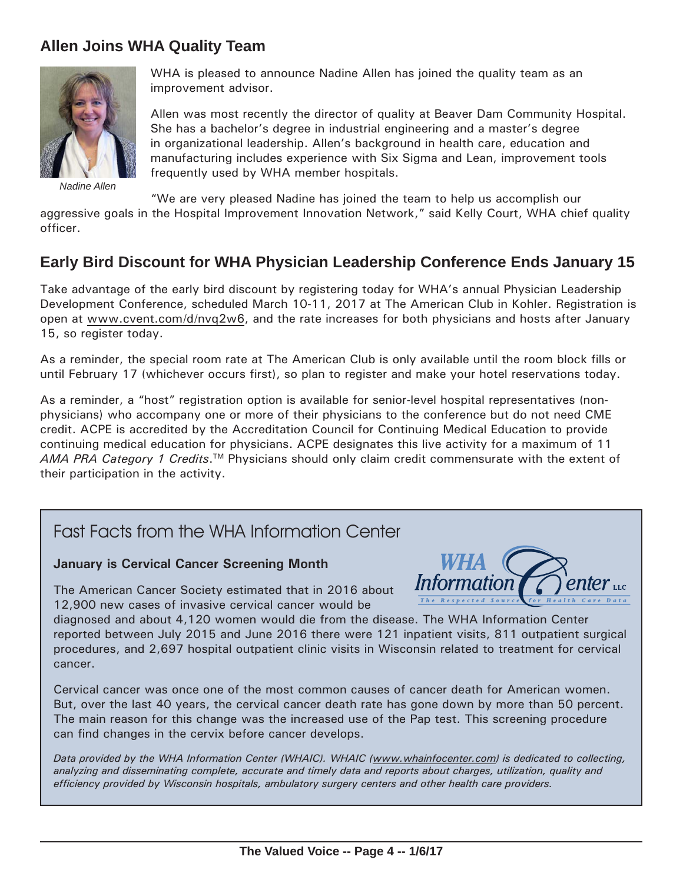## Allen Joins WHA Quality Team

WHA is pleased to announce Nadine Allen has joined the quality team as an improvement advisor.

Allen was most recently the director of quality at Beaver Dam Community Hospital. She has a bachelor's degree in industrial engineering and a master's degree in organizational leadership. Allen's background in health care, education and manufacturing includes experience with Six Sigma and Lean, improvement tools frequently used by WHA member hospitals.

*Nadine Allen*

"We are very pleased Nadine has joined the team to help us accomplish our aggressive goals in the Hospital Improvement Innovation Network," said Kelly Court, WHA chief quality officer.

## Early Bird Discount for WHA Physician Leadership Conference Ends January 15

Take advantage of the early bird discount by registering today for WHA's annual Physician Leadership Development Conference, scheduled March 10-11, 2017 at The American Club in Kohler. Registration is open at www.cvent.com/d/nvq2w6, and the rate increases for both physicians and hosts after January 15, so register today.

As a reminder, the special room rate at The American Club is only available until the room block fills or until February 17 (whichever occurs first), so plan to register and make your hotel reservations today.

As a reminder, a "host" registration option is available for senior-level hospital representatives (non-physicians) who accompany one or more of their physicians to the conference but do not need CME credit. ACPE is accredited by the Accreditation Council for Continuing Medical Education to provide continuing medical education for physicians. ACPE designates this live activity for a maximum of 11 *AMA PRA Category 1 Credits*.™ Physicians should only claim credit commensurate with the extent of their participation in the activity.

## Fast Facts from the WHA Information Center

WHA Information Center LLC — The Respected Source for Health Care Data

**January is Cervical Cancer Screening Month**

The American Cancer Society estimated that in 2016 about 12,900 new cases of invasive cervical cancer would be diagnosed and about 4,120 women would die from the disease. The WHA Information Center reported between July 2015 and June 2016 there were 121 inpatient visits, 811 outpatient surgical procedures, and 2,697 hospital outpatient clinic visits in Wisconsin related to treatment for cervical cancer.

Cervical cancer was once one of the most common causes of cancer death for American women. But, over the last 40 years, the cervical cancer death rate has gone down by more than 50 percent. The main reason for this change was the increased use of the Pap test. This screening procedure can find changes in the cervix before cancer develops.

*Data provided by the WHA Information Center (WHAIC). WHAIC (www.whainfocenter.com) is dedicated to collecting, analyzing and disseminating complete, accurate and timely data and reports about charges, utilization, quality and efficiency provided by Wisconsin hospitals, ambulatory surgery centers and other health care providers.*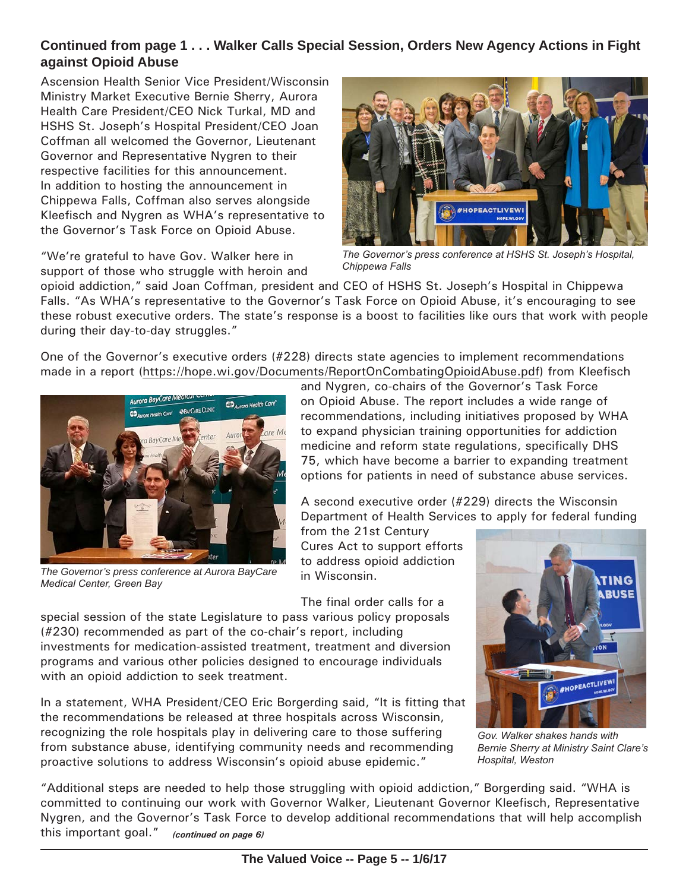### Continued from page 1 . . . Walker Calls Special Session, Orders New Agency Actions in Fight against Opioid Abuse

Ascension Health Senior Vice President/Wisconsin Ministry Market Executive Bernie Sherry, Aurora Health Care President/CEO Nick Turkal, MD and HSHS St. Joseph's Hospital President/CEO Joan Coffman all welcomed the Governor, Lieutenant Governor and Representative Nygren to their respective facilities for this announcement. In addition to hosting the announcement in Chippewa Falls, Coffman also serves alongside Kleefisch and Nygren as WHA's representative to the Governor's Task Force on Opioid Abuse.

*The Governor's press conference at HSHS St. Joseph's Hospital, Chippewa Falls*

"We're grateful to have Gov. Walker here in support of those who struggle with heroin and opioid addiction," said Joan Coffman, president and CEO of HSHS St. Joseph's Hospital in Chippewa Falls. "As WHA's representative to the Governor's Task Force on Opioid Abuse, it's encouraging to see these robust executive orders. The state's response is a boost to facilities like ours that work with people during their day-to-day struggles."

One of the Governor's executive orders (#228) directs state agencies to implement recommendations made in a report (https://hope.wi.gov/Documents/ReportOnCombatingOpioidAbuse.pdf) from Kleefisch and Nygren, co-chairs of the Governor's Task Force on Opioid Abuse. The report includes a wide range of recommendations, including initiatives proposed by WHA to expand physician training opportunities for addiction medicine and reform state regulations, specifically DHS 75, which have become a barrier to expanding treatment options for patients in need of substance abuse services.

*The Governor's press conference at Aurora BayCare Medical Center, Green Bay*

A second executive order (#229) directs the Wisconsin Department of Health Services to apply for federal funding from the 21st Century Cures Act to support efforts to address opioid addiction in Wisconsin.

The final order calls for a special session of the state Legislature to pass various policy proposals (#230) recommended as part of the co-chair's report, including investments for medication-assisted treatment, treatment and diversion programs and various other policies designed to encourage individuals with an opioid addiction to seek treatment.

In a statement, WHA President/CEO Eric Borgerding said, "It is fitting that the recommendations be released at three hospitals across Wisconsin, recognizing the role hospitals play in delivering care to those suffering from substance abuse, identifying community needs and recommending proactive solutions to address Wisconsin's opioid abuse epidemic."

*Gov. Walker shakes hands with Bernie Sherry at Ministry Saint Clare's Hospital, Weston*

"Additional steps are needed to help those struggling with opioid addiction," Borgerding said. "WHA is committed to continuing our work with Governor Walker, Lieutenant Governor Kleefisch, Representative Nygren, and the Governor's Task Force to develop additional recommendations that will help accomplish this important goal." ***(continued on page 6)***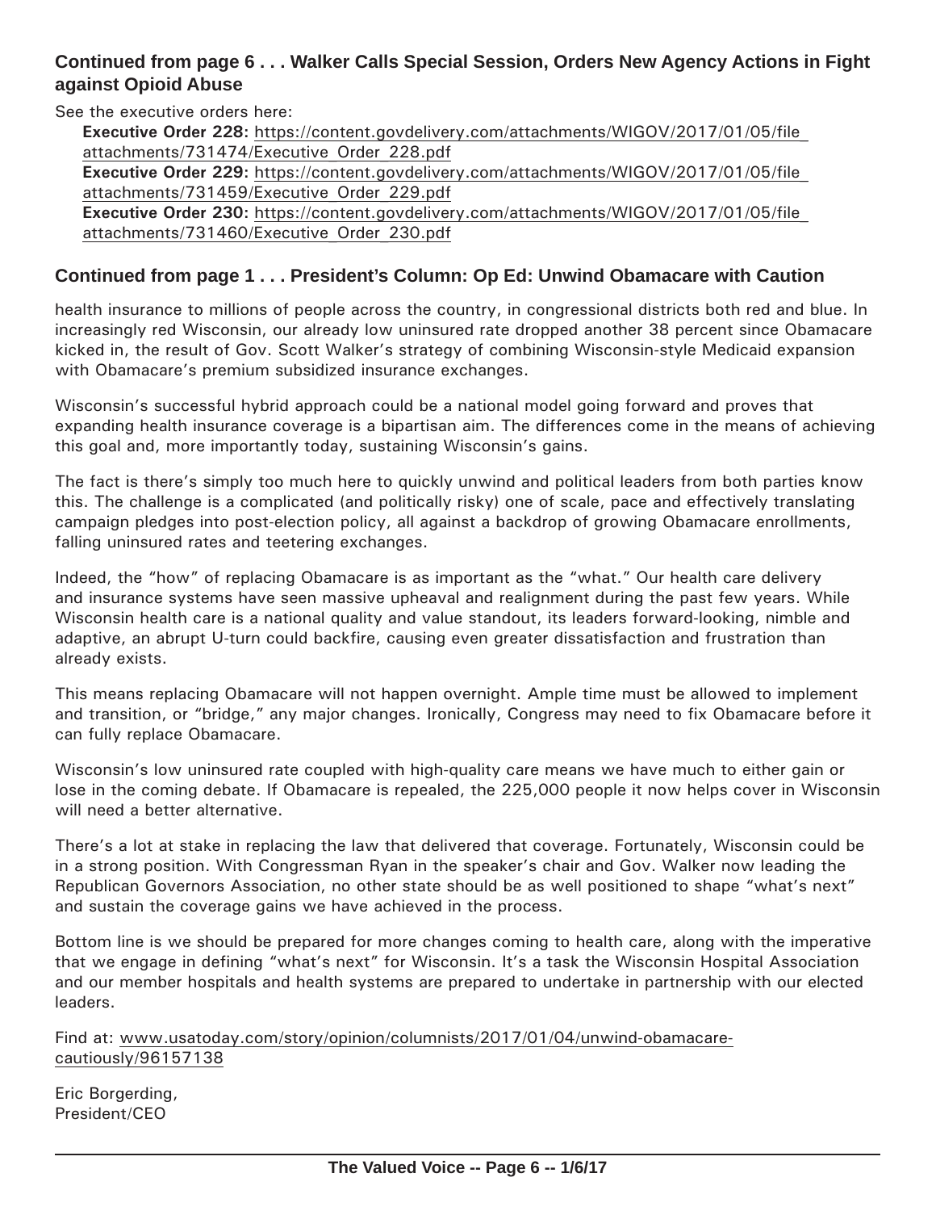## Continued from page 6 . . . Walker Calls Special Session, Orders New Agency Actions in Fight against Opioid Abuse

See the executive orders here:

**Executive Order 228:** https://content.govdelivery.com/attachments/WIGOV/2017/01/05/file_attachments/731474/Executive_Order_228.pdf
**Executive Order 229:** https://content.govdelivery.com/attachments/WIGOV/2017/01/05/file_attachments/731459/Executive_Order_229.pdf
**Executive Order 230:** https://content.govdelivery.com/attachments/WIGOV/2017/01/05/file_attachments/731460/Executive_Order_230.pdf

## Continued from page 1 . . . President's Column: Op Ed: Unwind Obamacare with Caution

health insurance to millions of people across the country, in congressional districts both red and blue. In increasingly red Wisconsin, our already low uninsured rate dropped another 38 percent since Obamacare kicked in, the result of Gov. Scott Walker's strategy of combining Wisconsin-style Medicaid expansion with Obamacare's premium subsidized insurance exchanges.

Wisconsin's successful hybrid approach could be a national model going forward and proves that expanding health insurance coverage is a bipartisan aim. The differences come in the means of achieving this goal and, more importantly today, sustaining Wisconsin's gains.

The fact is there's simply too much here to quickly unwind and political leaders from both parties know this. The challenge is a complicated (and politically risky) one of scale, pace and effectively translating campaign pledges into post-election policy, all against a backdrop of growing Obamacare enrollments, falling uninsured rates and teetering exchanges.

Indeed, the "how" of replacing Obamacare is as important as the "what." Our health care delivery and insurance systems have seen massive upheaval and realignment during the past few years. While Wisconsin health care is a national quality and value standout, its leaders forward-looking, nimble and adaptive, an abrupt U-turn could backfire, causing even greater dissatisfaction and frustration than already exists.

This means replacing Obamacare will not happen overnight. Ample time must be allowed to implement and transition, or "bridge," any major changes. Ironically, Congress may need to fix Obamacare before it can fully replace Obamacare.

Wisconsin's low uninsured rate coupled with high-quality care means we have much to either gain or lose in the coming debate. If Obamacare is repealed, the 225,000 people it now helps cover in Wisconsin will need a better alternative.

There's a lot at stake in replacing the law that delivered that coverage. Fortunately, Wisconsin could be in a strong position. With Congressman Ryan in the speaker's chair and Gov. Walker now leading the Republican Governors Association, no other state should be as well positioned to shape "what's next" and sustain the coverage gains we have achieved in the process.

Bottom line is we should be prepared for more changes coming to health care, along with the imperative that we engage in defining "what's next" for Wisconsin. It's a task the Wisconsin Hospital Association and our member hospitals and health systems are prepared to undertake in partnership with our elected leaders.

Find at: www.usatoday.com/story/opinion/columnists/2017/01/04/unwind-obamacare-cautiously/96157138

Eric Borgerding,
President/CEO